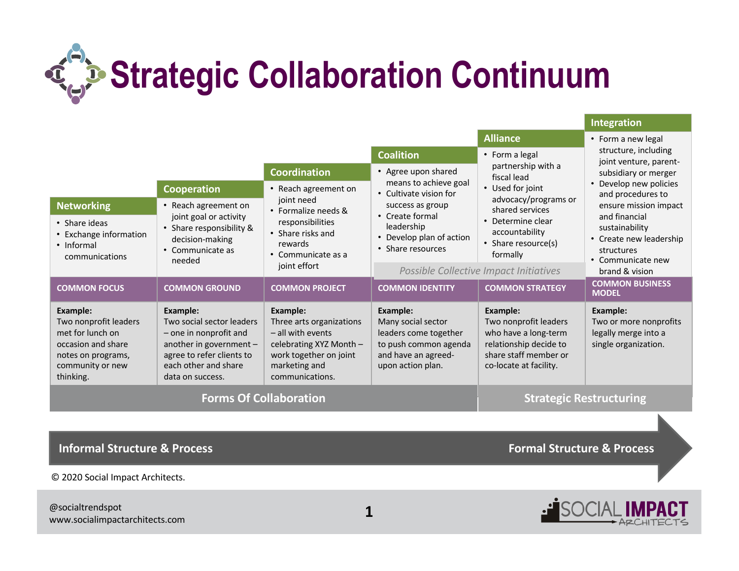# Strategic Collaboration Continuum

| Networking | Cooperation | Coordination | Coalition | Alliance | Integration |
|---|---|---|---|---|---|
| • Share ideas<br>• Exchange information<br>• Informal communications | • Reach agreement on joint goal or activity<br>• Share responsibility & decision-making<br>• Communicate as needed | • Reach agreement on joint need<br>• Formalize needs & responsibilities<br>• Share risks and rewards<br>• Communicate as a joint effort | • Agree upon shared means to achieve goal<br>• Cultivate vision for success as group<br>• Create formal leadership<br>• Develop plan of action<br>• Share resources | • Form a legal partnership with a fiscal lead<br>• Used for joint advocacy/programs or shared services<br>• Determine clear accountability<br>• Share resource(s) formally | • Form a new legal structure, including joint venture, parent-subsidiary or merger<br>• Develop new policies and procedures to ensure mission impact and financial sustainability<br>• Create new leadership structures<br>• Communicate new brand & vision |
| | | | *Possible Collective Impact Initiatives* | | |
| COMMON FOCUS | COMMON GROUND | COMMON PROJECT | COMMON IDENTITY | COMMON STRATEGY | COMMON BUSINESS MODEL |
| **Example:** Two nonprofit leaders met for lunch on occasion and share notes on programs, community or new thinking. | **Example:** Two social sector leaders – one in nonprofit and another in government – agree to refer clients to each other and share data on success. | **Example:** Three arts organizations – all with events celebrating XYZ Month – work together on joint marketing and communications. | **Example:** Many social sector leaders come together to push common agenda and have an agreed-upon action plan. | **Example:** Two nonprofit leaders who have a long-term relationship decide to share staff member or co-locate at facility. | **Example:** Two or more nonprofits legally merge into a single organization. |
| Forms Of Collaboration | | | | Strategic Restructuring | |

**Informal Structure & Process → Formal Structure & Process**

© 2020 Social Impact Architects.

@socialtrendspot
www.socialimpactarchitects.com

SOCIAL IMPACT ARCHITECTS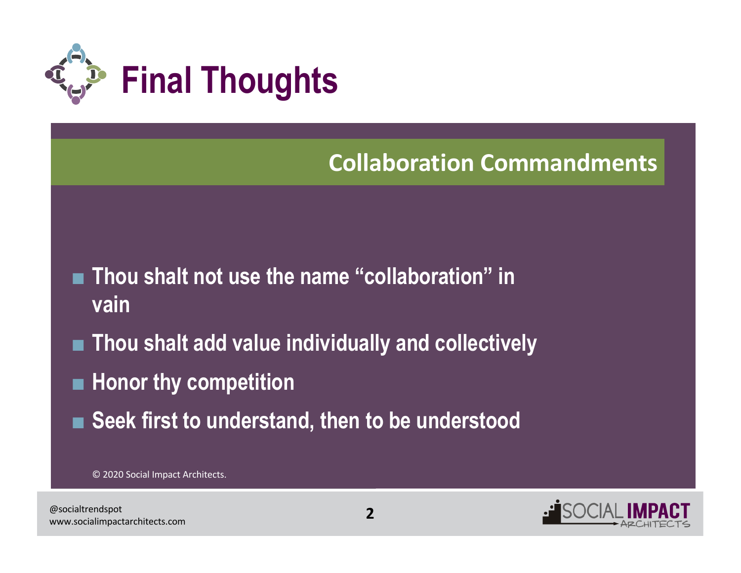# Final Thoughts

## Collaboration Commandments

- Thou shalt not use the name “collaboration” in vain
- Thou shalt add value individually and collectively
- Honor thy competition
- Seek first to understand, then to be understood

© 2020 Social Impact Architects.

@socialtrendspot
www.socialimpactarchitects.com